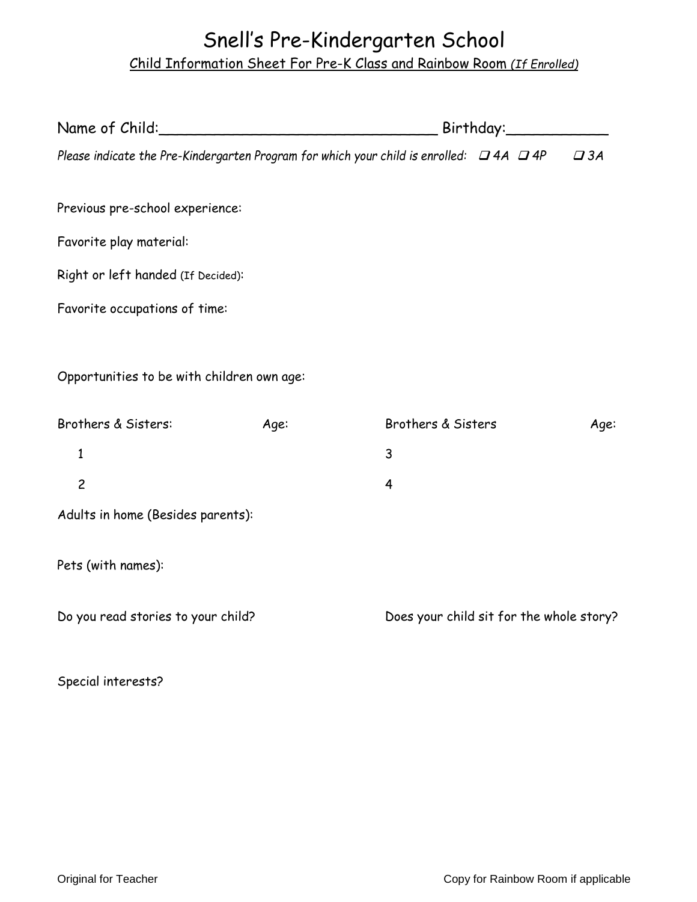# Snell's Pre-Kindergarten School

<u>Child Information Sheet For Pre-K Class and Rainbow Room *(If Enrolled)*</u>

Name of Child:______________________________ Birthday:___________

*Please indicate the Pre-Kindergarten Program for which your child is enrolled: ❑ 4A ❑ 4P ❑ 3A*

Previous pre-school experience:

Favorite play material:

Right or left handed (If Decided):

Favorite occupations of time:

Opportunities to be with children own age:

| Brothers & Sisters: | Age: | Brothers & Sisters | Age: |
|---|---|---|---|
| 1 | | 3 | |
| 2 | | 4 | |

Adults in home (Besides parents):

Pets (with names):

Do you read stories to your child?

Does your child sit for the whole story?

Special interests?

Original for Teacher

Copy for Rainbow Room if applicable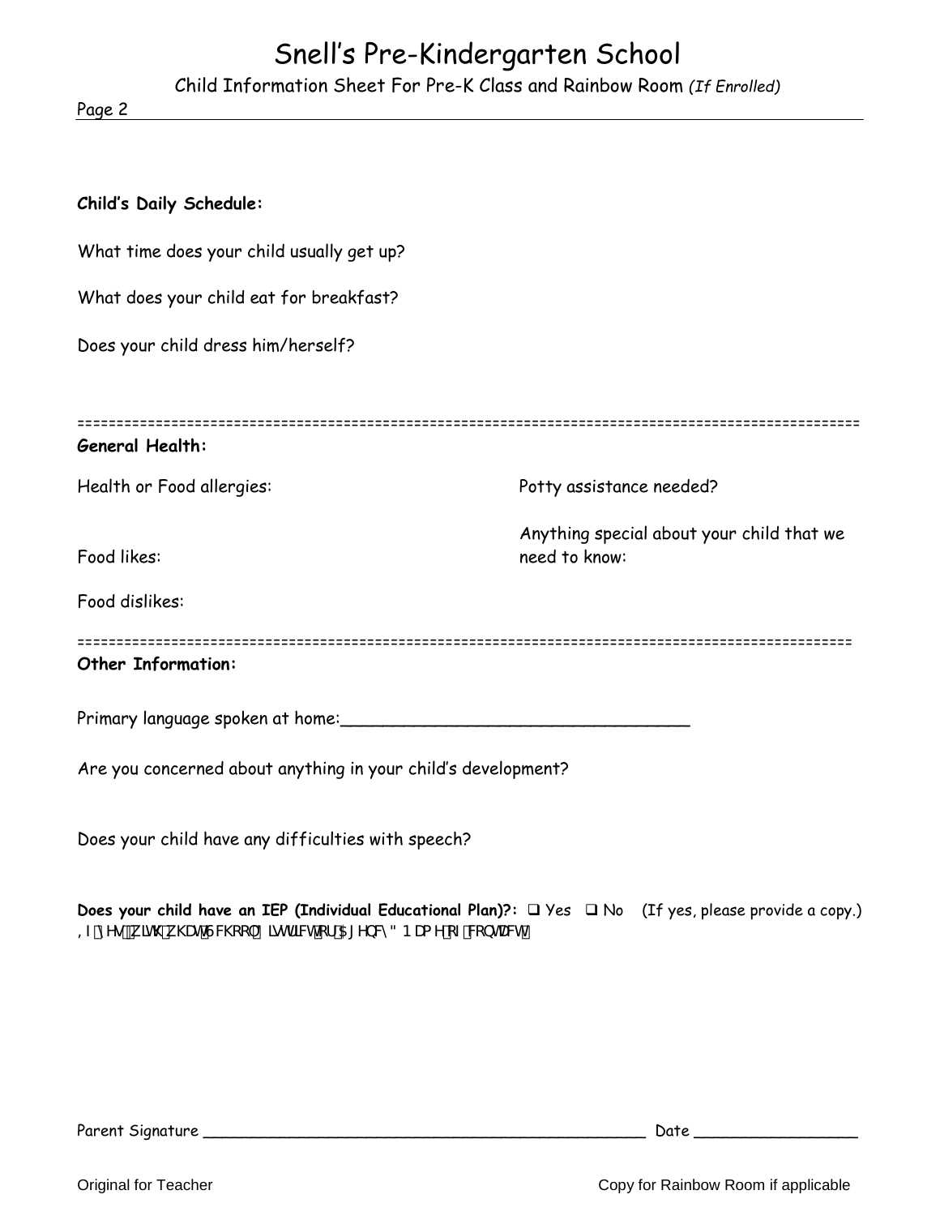# Snell's Pre-Kindergarten School

Child Information Sheet For Pre-K Class and Rainbow Room *(If Enrolled)*

**Child's Daily Schedule:**

What time does your child usually get up?

What does your child eat for breakfast?

Does your child dress him/herself?

==========================================================================================

**General Health:**

Health or Food allergies:

Food likes:

Food dislikes:

Potty assistance needed?

Anything special about your child that we need to know:

==========================================================================================

**Other Information:**

Primary language spoken at home:___________________________________

Are you concerned about anything in your child's development?

Does your child have any difficulties with speech?

**Does your child have an IEP (Individual Educational Plan)?:** ❑ Yes ❑ No (If yes, please provide a copy.)
,I \HV ZLWK ZKDW 6FKRRO LVWULFW RU $JHQF\" 1DPH RI FRQWDFW

Parent Signature _____________________________________________ Date _______________

Original for Teacher

Copy for Rainbow Room if applicable